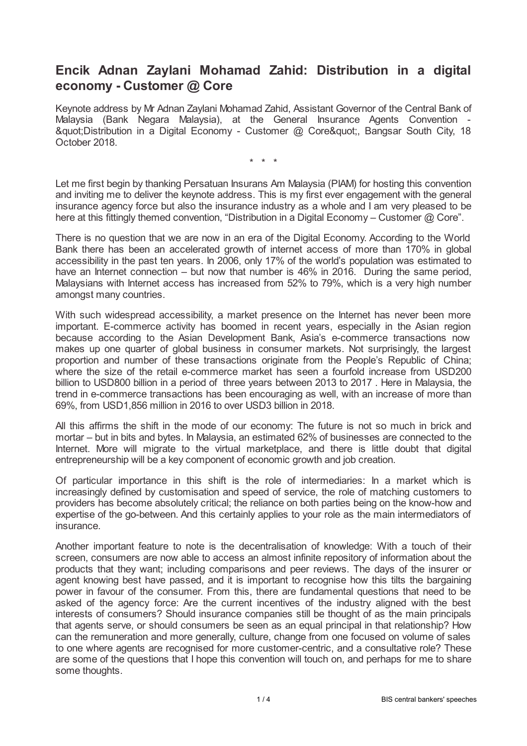# Encik Adnan Zaylani Mohamad Zahid: Distribution in a digital economy - Customer @ Core

Keynote address by Mr Adnan Zaylani Mohamad Zahid, Assistant Governor of the Central Bank of Malaysia (Bank Negara Malaysia), at the General Insurance Agents Convention - &quot;Distribution in a Digital Economy - Customer @ Core&quot;, Bangsar South City, 18 October 2018.

\* \* \*

Let me first begin by thanking Persatuan Insurans Am Malaysia (PIAM) for hosting this convention and inviting me to deliver the keynote address. This is my first ever engagement with the general insurance agency force but also the insurance industry as a whole and I am very pleased to be here at this fittingly themed convention, "Distribution in a Digital Economy – Customer @ Core".

There is no question that we are now in an era of the Digital Economy. According to the World Bank there has been an accelerated growth of internet access of more than 170% in global accessibility in the past ten years. In 2006, only 17% of the world's population was estimated to have an Internet connection – but now that number is 46% in 2016. During the same period, Malaysians with Internet access has increased from 52% to 79%, which is a very high number amongst many countries.

With such widespread accessibility, a market presence on the Internet has never been more important. E-commerce activity has boomed in recent years, especially in the Asian region because according to the Asian Development Bank, Asia's e-commerce transactions now makes up one quarter of global business in consumer markets. Not surprisingly, the largest proportion and number of these transactions originate from the People's Republic of China; where the size of the retail e-commerce market has seen a fourfold increase from USD200 billion to USD800 billion in a period of three years between 2013 to 2017 . Here in Malaysia, the trend in e-commerce transactions has been encouraging as well, with an increase of more than 69%, from USD1,856 million in 2016 to over USD3 billion in 2018.

All this affirms the shift in the mode of our economy: The future is not so much in brick and mortar – but in bits and bytes. In Malaysia, an estimated 62% of businesses are connected to the Internet. More will migrate to the virtual marketplace, and there is little doubt that digital entrepreneurship will be a key component of economic growth and job creation.

Of particular importance in this shift is the role of intermediaries: In a market which is increasingly defined by customisation and speed of service, the role of matching customers to providers has become absolutely critical; the reliance on both parties being on the know-how and expertise of the go-between. And this certainly applies to your role as the main intermediators of insurance.

Another important feature to note is the decentralisation of knowledge: With a touch of their screen, consumers are now able to access an almost infinite repository of information about the products that they want; including comparisons and peer reviews. The days of the insurer or agent knowing best have passed, and it is important to recognise how this tilts the bargaining power in favour of the consumer. From this, there are fundamental questions that need to be asked of the agency force: Are the current incentives of the industry aligned with the best interests of consumers? Should insurance companies still be thought of as the main principals that agents serve, or should consumers be seen as an equal principal in that relationship? How can the remuneration and more generally, culture, change from one focused on volume of sales to one where agents are recognised for more customer-centric, and a consultative role? These are some of the questions that I hope this convention will touch on, and perhaps for me to share some thoughts.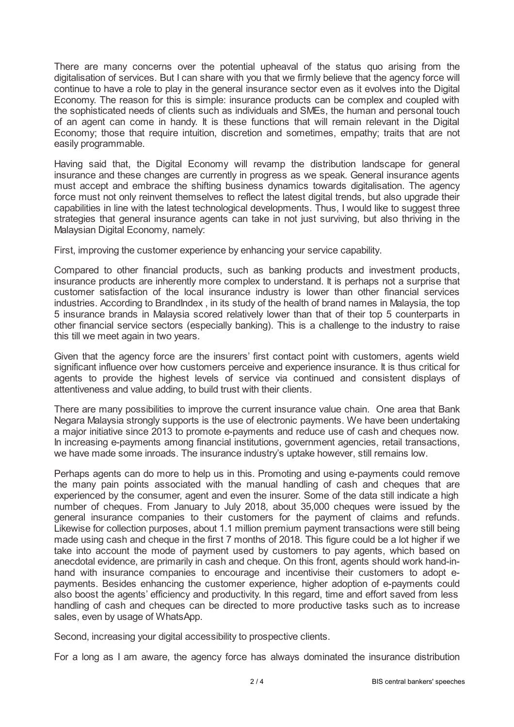There are many concerns over the potential upheaval of the status quo arising from the digitalisation of services. But I can share with you that we firmly believe that the agency force will continue to have a role to play in the general insurance sector even as it evolves into the Digital Economy. The reason for this is simple: insurance products can be complex and coupled with the sophisticated needs of clients such as individuals and SMEs, the human and personal touch of an agent can come in handy. It is these functions that will remain relevant in the Digital Economy; those that require intuition, discretion and sometimes, empathy; traits that are not easily programmable.

Having said that, the Digital Economy will revamp the distribution landscape for general insurance and these changes are currently in progress as we speak. General insurance agents must accept and embrace the shifting business dynamics towards digitalisation. The agency force must not only reinvent themselves to reflect the latest digital trends, but also upgrade their capabilities in line with the latest technological developments. Thus, I would like to suggest three strategies that general insurance agents can take in not just surviving, but also thriving in the Malaysian Digital Economy, namely:

First, improving the customer experience by enhancing your service capability.

Compared to other financial products, such as banking products and investment products, insurance products are inherently more complex to understand. It is perhaps not a surprise that customer satisfaction of the local insurance industry is lower than other financial services industries. According to BrandIndex , in its study of the health of brand names in Malaysia, the top 5 insurance brands in Malaysia scored relatively lower than that of their top 5 counterparts in other financial service sectors (especially banking). This is a challenge to the industry to raise this till we meet again in two years.

Given that the agency force are the insurers' first contact point with customers, agents wield significant influence over how customers perceive and experience insurance. It is thus critical for agents to provide the highest levels of service via continued and consistent displays of attentiveness and value adding, to build trust with their clients.

There are many possibilities to improve the current insurance value chain. One area that Bank Negara Malaysia strongly supports is the use of electronic payments. We have been undertaking a major initiative since 2013 to promote e-payments and reduce use of cash and cheques now. In increasing e-payments among financial institutions, government agencies, retail transactions, we have made some inroads. The insurance industry's uptake however, still remains low.

Perhaps agents can do more to help us in this. Promoting and using e-payments could remove the many pain points associated with the manual handling of cash and cheques that are experienced by the consumer, agent and even the insurer. Some of the data still indicate a high number of cheques. From January to July 2018, about 35,000 cheques were issued by the general insurance companies to their customers for the payment of claims and refunds. Likewise for collection purposes, about 1.1 million premium payment transactions were still being made using cash and cheque in the first 7 months of 2018. This figure could be a lot higher if we take into account the mode of payment used by customers to pay agents, which based on anecdotal evidence, are primarily in cash and cheque. On this front, agents should work hand-in-hand with insurance companies to encourage and incentivise their customers to adopt e-payments. Besides enhancing the customer experience, higher adoption of e-payments could also boost the agents' efficiency and productivity. In this regard, time and effort saved from less handling of cash and cheques can be directed to more productive tasks such as to increase sales, even by usage of WhatsApp.

Second, increasing your digital accessibility to prospective clients.

For a long as I am aware, the agency force has always dominated the insurance distribution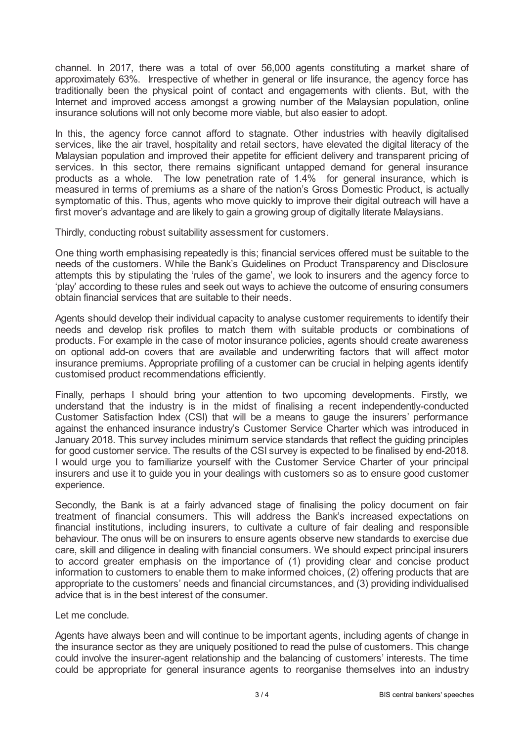channel. In 2017, there was a total of over 56,000 agents constituting a market share of approximately 63%. Irrespective of whether in general or life insurance, the agency force has traditionally been the physical point of contact and engagements with clients. But, with the Internet and improved access amongst a growing number of the Malaysian population, online insurance solutions will not only become more viable, but also easier to adopt.

In this, the agency force cannot afford to stagnate. Other industries with heavily digitalised services, like the air travel, hospitality and retail sectors, have elevated the digital literacy of the Malaysian population and improved their appetite for efficient delivery and transparent pricing of services. In this sector, there remains significant untapped demand for general insurance products as a whole. The low penetration rate of 1.4% for general insurance, which is measured in terms of premiums as a share of the nation's Gross Domestic Product, is actually symptomatic of this. Thus, agents who move quickly to improve their digital outreach will have a first mover's advantage and are likely to gain a growing group of digitally literate Malaysians.

Thirdly, conducting robust suitability assessment for customers.

One thing worth emphasising repeatedly is this; financial services offered must be suitable to the needs of the customers. While the Bank's Guidelines on Product Transparency and Disclosure attempts this by stipulating the 'rules of the game', we look to insurers and the agency force to 'play' according to these rules and seek out ways to achieve the outcome of ensuring consumers obtain financial services that are suitable to their needs.

Agents should develop their individual capacity to analyse customer requirements to identify their needs and develop risk profiles to match them with suitable products or combinations of products. For example in the case of motor insurance policies, agents should create awareness on optional add-on covers that are available and underwriting factors that will affect motor insurance premiums. Appropriate profiling of a customer can be crucial in helping agents identify customised product recommendations efficiently.

Finally, perhaps I should bring your attention to two upcoming developments. Firstly, we understand that the industry is in the midst of finalising a recent independently-conducted Customer Satisfaction Index (CSI) that will be a means to gauge the insurers' performance against the enhanced insurance industry's Customer Service Charter which was introduced in January 2018. This survey includes minimum service standards that reflect the guiding principles for good customer service. The results of the CSI survey is expected to be finalised by end-2018. I would urge you to familiarize yourself with the Customer Service Charter of your principal insurers and use it to guide you in your dealings with customers so as to ensure good customer experience.

Secondly, the Bank is at a fairly advanced stage of finalising the policy document on fair treatment of financial consumers. This will address the Bank's increased expectations on financial institutions, including insurers, to cultivate a culture of fair dealing and responsible behaviour. The onus will be on insurers to ensure agents observe new standards to exercise due care, skill and diligence in dealing with financial consumers. We should expect principal insurers to accord greater emphasis on the importance of (1) providing clear and concise product information to customers to enable them to make informed choices, (2) offering products that are appropriate to the customers' needs and financial circumstances, and (3) providing individualised advice that is in the best interest of the consumer.

Let me conclude.

Agents have always been and will continue to be important agents, including agents of change in the insurance sector as they are uniquely positioned to read the pulse of customers. This change could involve the insurer-agent relationship and the balancing of customers' interests. The time could be appropriate for general insurance agents to reorganise themselves into an industry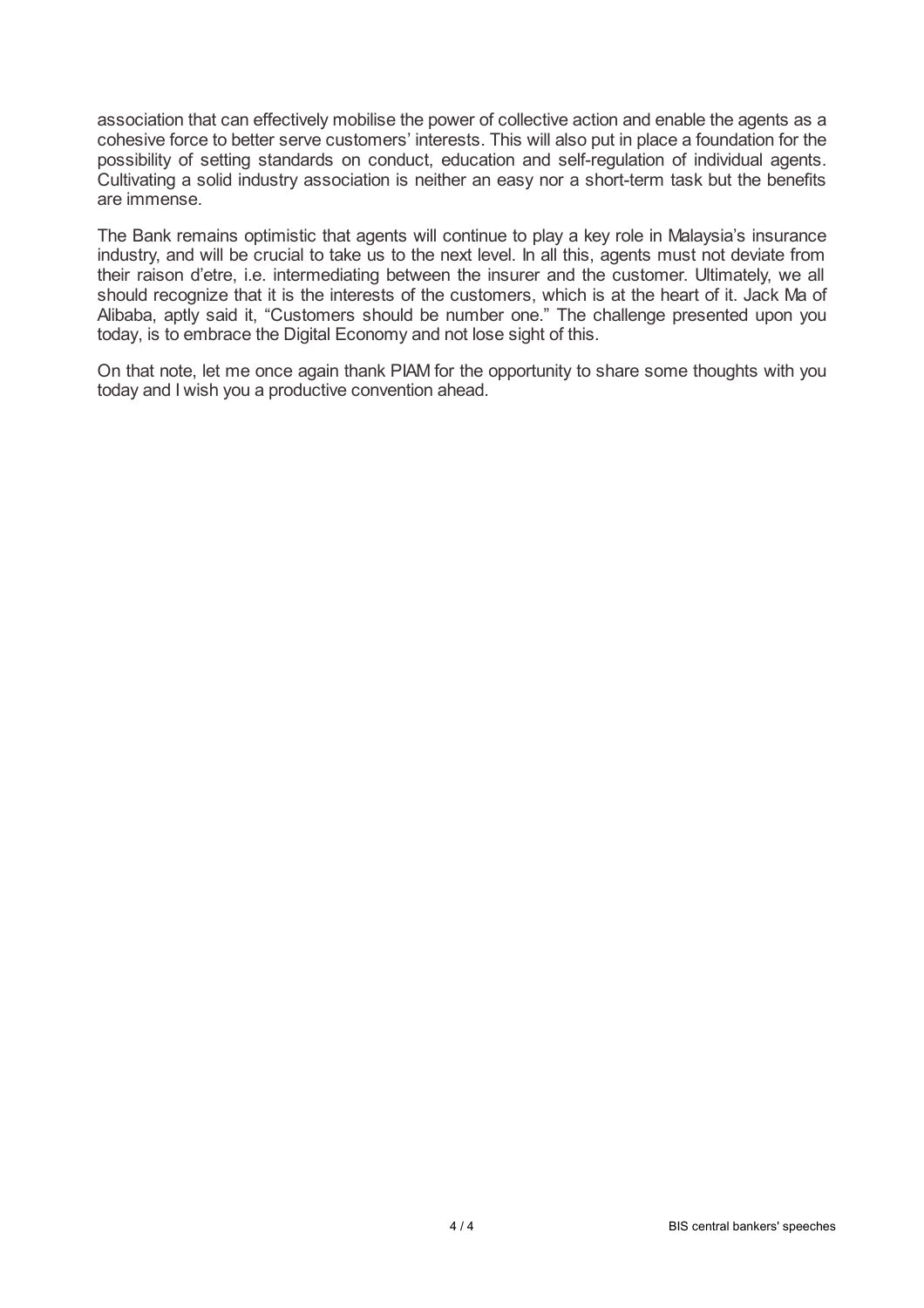association that can effectively mobilise the power of collective action and enable the agents as a cohesive force to better serve customers' interests. This will also put in place a foundation for the possibility of setting standards on conduct, education and self-regulation of individual agents. Cultivating a solid industry association is neither an easy nor a short-term task but the benefits are immense.

The Bank remains optimistic that agents will continue to play a key role in Malaysia's insurance industry, and will be crucial to take us to the next level. In all this, agents must not deviate from their raison d'etre, i.e. intermediating between the insurer and the customer. Ultimately, we all should recognize that it is the interests of the customers, which is at the heart of it. Jack Ma of Alibaba, aptly said it, "Customers should be number one." The challenge presented upon you today, is to embrace the Digital Economy and not lose sight of this.

On that note, let me once again thank PIAM for the opportunity to share some thoughts with you today and I wish you a productive convention ahead.